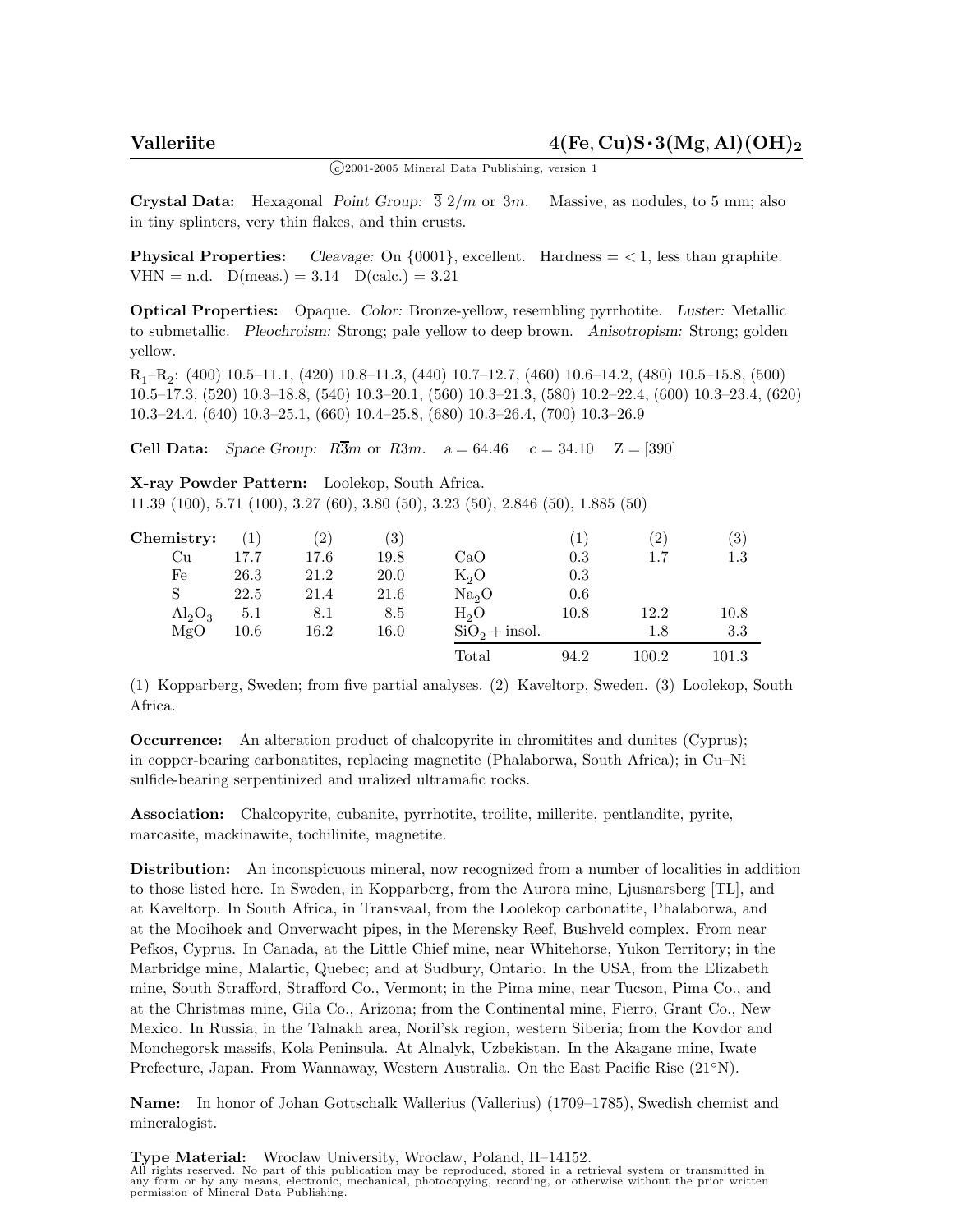# Valleriite $4(Fe, Cu)S \cdot 3(Mg, Al)(OH)_2$

©2001-2005 Mineral Data Publishing, version 1

**Crystal Data:** Hexagonal *Point Group:* $\overline{3}\ 2/m$ or $3m$. Massive, as nodules, to 5 mm; also in tiny splinters, very thin flakes, and thin crusts.

**Physical Properties:** *Cleavage:* On {0001}, excellent. Hardness = < 1, less than graphite. VHN = n.d. D(meas.) = 3.14 D(calc.) = 3.21

**Optical Properties:** Opaque. *Color:* Bronze-yellow, resembling pyrrhotite. *Luster:* Metallic to submetallic. *Pleochroism:* Strong; pale yellow to deep brown. *Anisotropism:* Strong; golden yellow.

$R_1$–$R_2$: (400) 10.5–11.1, (420) 10.8–11.3, (440) 10.7–12.7, (460) 10.6–14.2, (480) 10.5–15.8, (500) 10.5–17.3, (520) 10.3–18.8, (540) 10.3–20.1, (560) 10.3–21.3, (580) 10.2–22.4, (600) 10.3–23.4, (620) 10.3–24.4, (640) 10.3–25.1, (660) 10.4–25.8, (680) 10.3–26.4, (700) 10.3–26.9

**Cell Data:** *Space Group:* $R\overline{3}m$ or $R3m$. a = 64.46 c = 34.10 Z = [390]

**X-ray Powder Pattern:** Loolekop, South Africa.
11.39 (100), 5.71 (100), 3.27 (60), 3.80 (50), 3.23 (50), 2.846 (50), 1.885 (50)

| **Chemistry:** | (1) | (2) | (3) | | (1) | (2) | (3) |
|---|---|---|---|---|---|---|---|
| Cu | 17.7 | 17.6 | 19.8 | CaO | 0.3 | 1.7 | 1.3 |
| Fe | 26.3 | 21.2 | 20.0 | $K_2O$ | 0.3 | | |
| S | 22.5 | 21.4 | 21.6 | $Na_2O$ | 0.6 | | |
| $Al_2O_3$ | 5.1 | 8.1 | 8.5 | $H_2O$ | 10.8 | 12.2 | 10.8 |
| MgO | 10.6 | 16.2 | 16.0 | $SiO_2$ + insol. | | 1.8 | 3.3 |
| | | | | Total | 94.2 | 100.2 | 101.3 |

(1) Kopparberg, Sweden; from five partial analyses. (2) Kaveltorp, Sweden. (3) Loolekop, South Africa.

**Occurrence:** An alteration product of chalcopyrite in chromitites and dunites (Cyprus); in copper-bearing carbonatites, replacing magnetite (Phalaborwa, South Africa); in Cu–Ni sulfide-bearing serpentinized and uralized ultramafic rocks.

**Association:** Chalcopyrite, cubanite, pyrrhotite, troilite, millerite, pentlandite, pyrite, marcasite, mackinawite, tochilinite, magnetite.

**Distribution:** An inconspicuous mineral, now recognized from a number of localities in addition to those listed here. In Sweden, in Kopparberg, from the Aurora mine, Ljusnarsberg [TL], and at Kaveltorp. In South Africa, in Transvaal, from the Loolekop carbonatite, Phalaborwa, and at the Mooihoek and Onverwacht pipes, in the Merensky Reef, Bushveld complex. From near Pefkos, Cyprus. In Canada, at the Little Chief mine, near Whitehorse, Yukon Territory; in the Marbridge mine, Malartic, Quebec; and at Sudbury, Ontario. In the USA, from the Elizabeth mine, South Strafford, Strafford Co., Vermont; in the Pima mine, near Tucson, Pima Co., and at the Christmas mine, Gila Co., Arizona; from the Continental mine, Fierro, Grant Co., New Mexico. In Russia, in the Talnakh area, Noril'sk region, western Siberia; from the Kovdor and Monchegorsk massifs, Kola Peninsula. At Alnalyk, Uzbekistan. In the Akagane mine, Iwate Prefecture, Japan. From Wannaway, Western Australia. On the East Pacific Rise (21°N).

**Name:** In honor of Johan Gottschalk Wallerius (Vallerius) (1709–1785), Swedish chemist and mineralogist.

**Type Material:** Wroclaw University, Wroclaw, Poland, II–14152.

All rights reserved. No part of this publication may be reproduced, stored in a retrieval system or transmitted in any form or by any means, electronic, mechanical, photocopying, recording, or otherwise without the prior written permission of Mineral Data Publishing.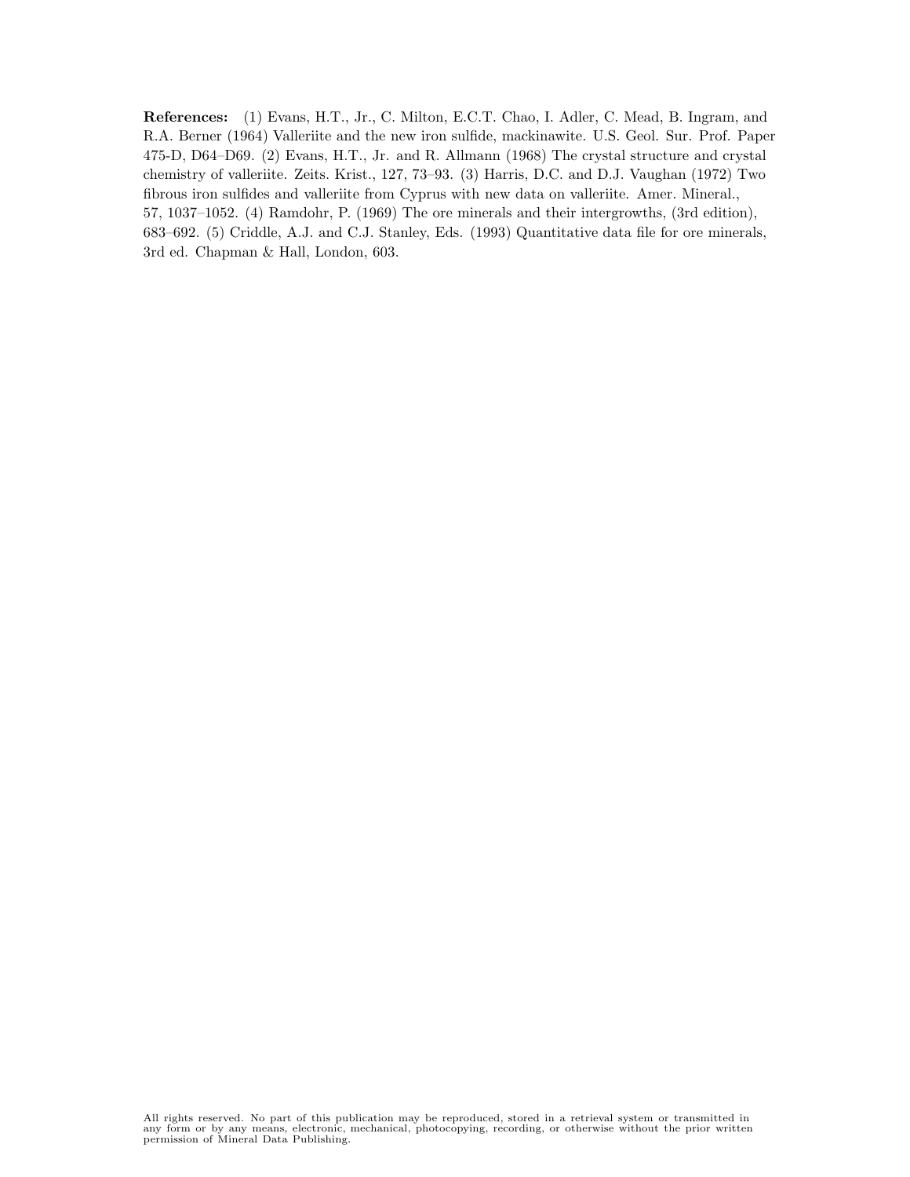**References:** (1) Evans, H.T., Jr., C. Milton, E.C.T. Chao, I. Adler, C. Mead, B. Ingram, and R.A. Berner (1964) Valleriite and the new iron sulfide, mackinawite. U.S. Geol. Sur. Prof. Paper 475-D, D64–D69. (2) Evans, H.T., Jr. and R. Allmann (1968) The crystal structure and crystal chemistry of valleriite. Zeits. Krist., 127, 73–93. (3) Harris, D.C. and D.J. Vaughan (1972) Two fibrous iron sulfides and valleriite from Cyprus with new data on valleriite. Amer. Mineral., 57, 1037–1052. (4) Ramdohr, P. (1969) The ore minerals and their intergrowths, (3rd edition), 683–692. (5) Criddle, A.J. and C.J. Stanley, Eds. (1993) Quantitative data file for ore minerals, 3rd ed. Chapman & Hall, London, 603.

All rights reserved. No part of this publication may be reproduced, stored in a retrieval system or transmitted in any form or by any means, electronic, mechanical, photocopying, recording, or otherwise without the prior written permission of Mineral Data Publishing.